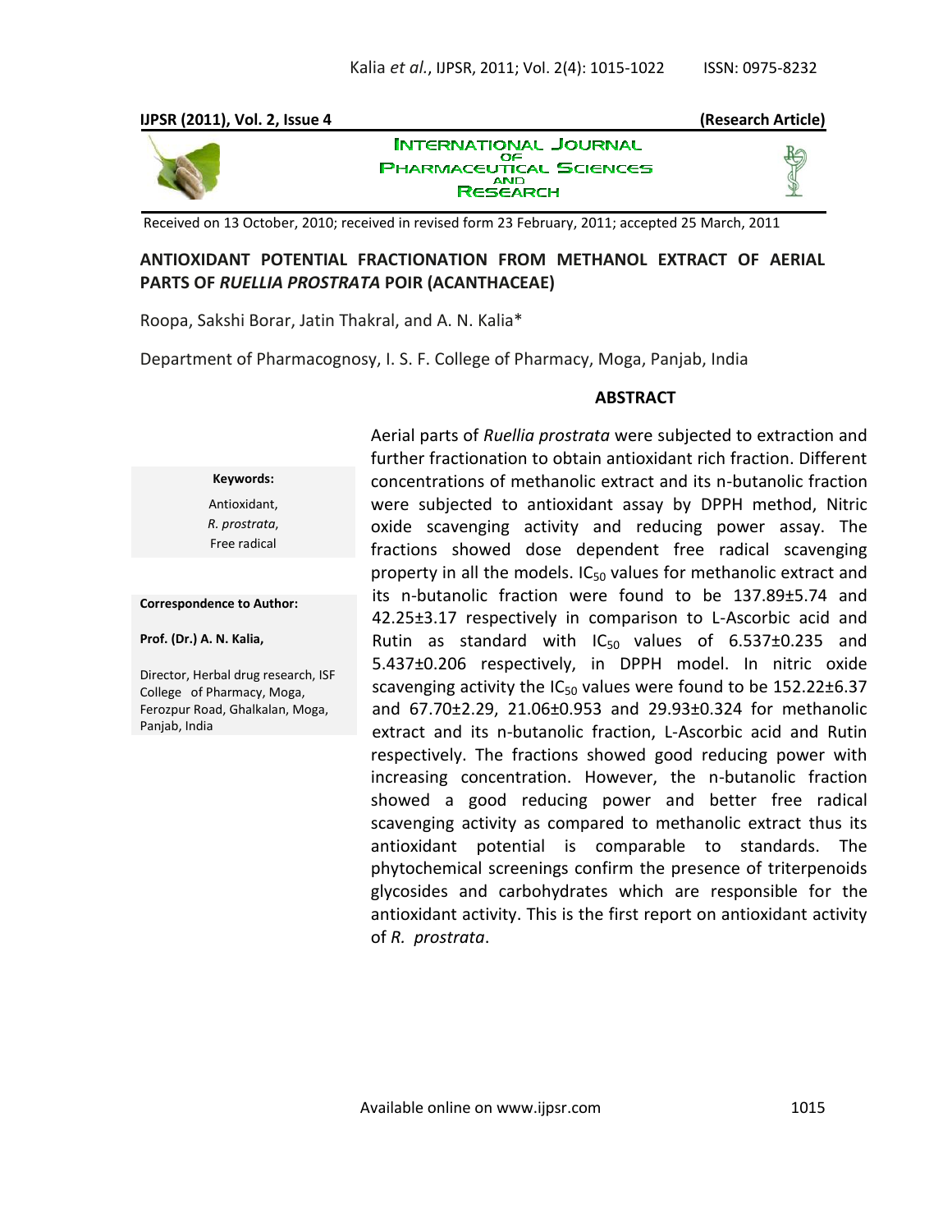**(Research Article)**

Received on 13 October, 2010; received in revised form 23 February, 2011; accepted 25 March, 2011

# ANTIOXIDANT POTENTIAL FRACTIONATION FROM METHANOL EXTRACT OF AERIAL PARTS OF *RUELLIA PROSTRATA* POIR (ACANTHACEAE)

Roopa, Sakshi Borar, Jatin Thakral, and A. N. Kalia*

Department of Pharmacognosy, I. S. F. College of Pharmacy, Moga, Panjab, India

**Keywords:**

Antioxidant,
*R. prostrata*,
Free radical

**Correspondence to Author:**

**Prof. (Dr.) A. N. Kalia,**

Director, Herbal drug research, ISF College of Pharmacy, Moga, Ferozpur Road, Ghalkalan, Moga, Panjab, India

## ABSTRACT

Aerial parts of *Ruellia prostrata* were subjected to extraction and further fractionation to obtain antioxidant rich fraction. Different concentrations of methanolic extract and its n-butanolic fraction were subjected to antioxidant assay by DPPH method, Nitric oxide scavenging activity and reducing power assay. The fractions showed dose dependent free radical scavenging property in all the models. $IC_{50}$ values for methanolic extract and its n-butanolic fraction were found to be 137.89±5.74 and 42.25±3.17 respectively in comparison to L-Ascorbic acid and Rutin as standard with $IC_{50}$ values of 6.537±0.235 and 5.437±0.206 respectively, in DPPH model. In nitric oxide scavenging activity the $IC_{50}$ values were found to be 152.22±6.37 and 67.70±2.29, 21.06±0.953 and 29.93±0.324 for methanolic extract and its n-butanolic fraction, L-Ascorbic acid and Rutin respectively. The fractions showed good reducing power with increasing concentration. However, the n-butanolic fraction showed a good reducing power and better free radical scavenging activity as compared to methanolic extract thus its antioxidant potential is comparable to standards. The phytochemical screenings confirm the presence of triterpenoids glycosides and carbohydrates which are responsible for the antioxidant activity. This is the first report on antioxidant activity of *R. prostrata*.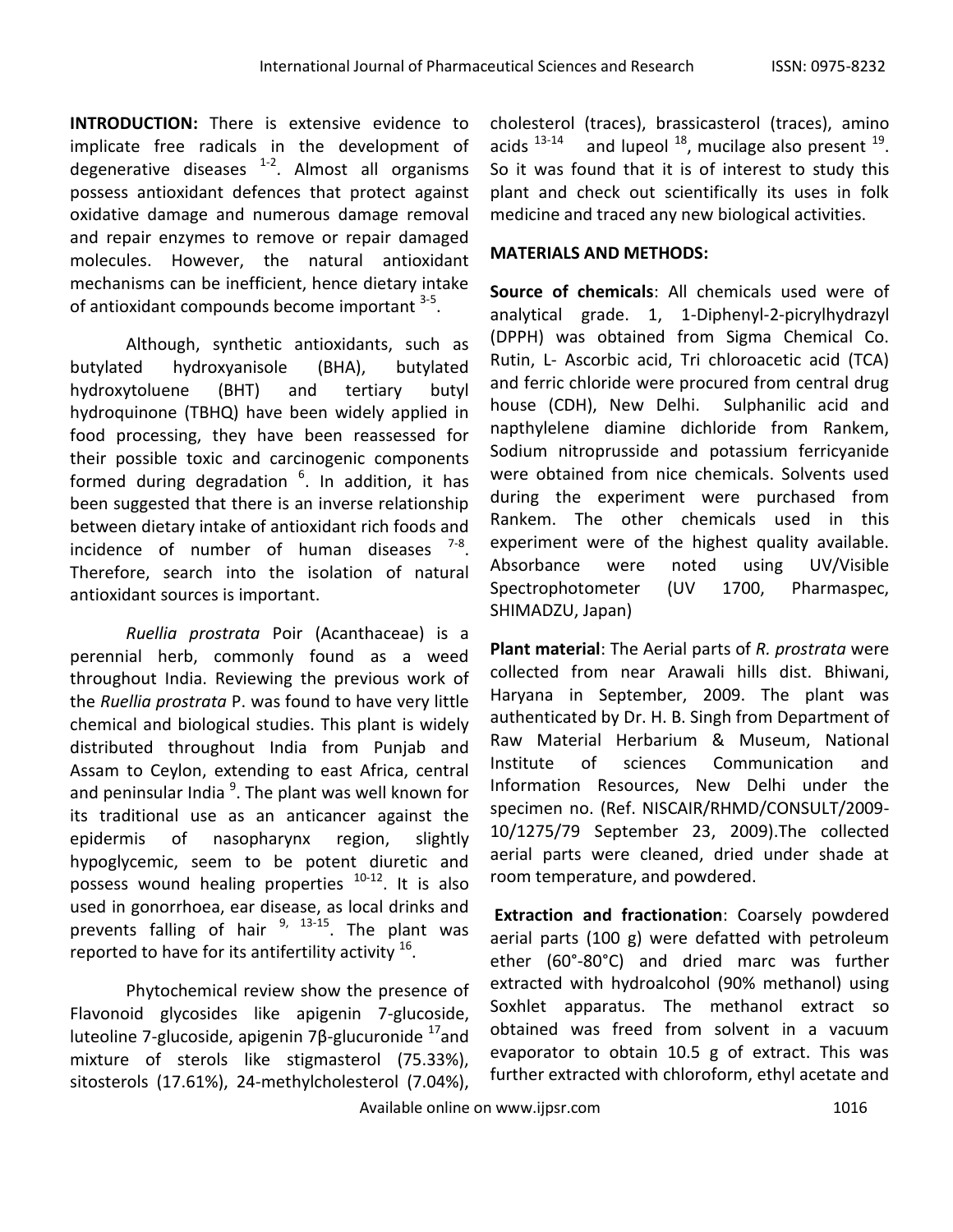**INTRODUCTION:** There is extensive evidence to implicate free radicals in the development of degenerative diseases [1-2]. Almost all organisms possess antioxidant defences that protect against oxidative damage and numerous damage removal and repair enzymes to remove or repair damaged molecules. However, the natural antioxidant mechanisms can be inefficient, hence dietary intake of antioxidant compounds become important [3-5].

Although, synthetic antioxidants, such as butylated hydroxyanisole (BHA), butylated hydroxytoluene (BHT) and tertiary butyl hydroquinone (TBHQ) have been widely applied in food processing, they have been reassessed for their possible toxic and carcinogenic components formed during degradation [6]. In addition, it has been suggested that there is an inverse relationship between dietary intake of antioxidant rich foods and incidence of number of human diseases [7-8]. Therefore, search into the isolation of natural antioxidant sources is important.

*Ruellia prostrata* Poir (Acanthaceae) is a perennial herb, commonly found as a weed throughout India. Reviewing the previous work of the *Ruellia prostrata* P. was found to have very little chemical and biological studies. This plant is widely distributed throughout India from Punjab and Assam to Ceylon, extending to east Africa, central and peninsular India [9]. The plant was well known for its traditional use as an anticancer against the epidermis of nasopharynx region, slightly hypoglycemic, seem to be potent diuretic and possess wound healing properties [10-12]. It is also used in gonorrhoea, ear disease, as local drinks and prevents falling of hair [9, 13-15]. The plant was reported to have for its antifertility activity [16].

Phytochemical review show the presence of Flavonoid glycosides like apigenin 7-glucoside, luteoline 7-glucoside, apigenin 7β-glucuronide [17] and mixture of sterols like stigmasterol (75.33%), sitosterols (17.61%), 24-methylcholesterol (7.04%), cholesterol (traces), brassicasterol (traces), amino acids [13-14] and lupeol [18], mucilage also present [19]. So it was found that it is of interest to study this plant and check out scientifically its uses in folk medicine and traced any new biological activities.

## MATERIALS AND METHODS:

**Source of chemicals**: All chemicals used were of analytical grade. 1, 1-Diphenyl-2-picrylhydrazyl (DPPH) was obtained from Sigma Chemical Co. Rutin, L- Ascorbic acid, Tri chloroacetic acid (TCA) and ferric chloride were procured from central drug house (CDH), New Delhi. Sulphanilic acid and napthylelene diamine dichloride from Rankem, Sodium nitroprusside and potassium ferricyanide were obtained from nice chemicals. Solvents used during the experiment were purchased from Rankem. The other chemicals used in this experiment were of the highest quality available. Absorbance were noted using UV/Visible Spectrophotometer (UV 1700, Pharmaspec, SHIMADZU, Japan)

**Plant material**: The Aerial parts of *R. prostrata* were collected from near Arawali hills dist. Bhiwani, Haryana in September, 2009. The plant was authenticated by Dr. H. B. Singh from Department of Raw Material Herbarium & Museum, National Institute of sciences Communication and Information Resources, New Delhi under the specimen no. (Ref. NISCAIR/RHMD/CONSULT/2009-10/1275/79 September 23, 2009).The collected aerial parts were cleaned, dried under shade at room temperature, and powdered.

**Extraction and fractionation**: Coarsely powdered aerial parts (100 g) were defatted with petroleum ether (60°-80°C) and dried marc was further extracted with hydroalcohol (90% methanol) using Soxhlet apparatus. The methanol extract so obtained was freed from solvent in a vacuum evaporator to obtain 10.5 g of extract. This was further extracted with chloroform, ethyl acetate and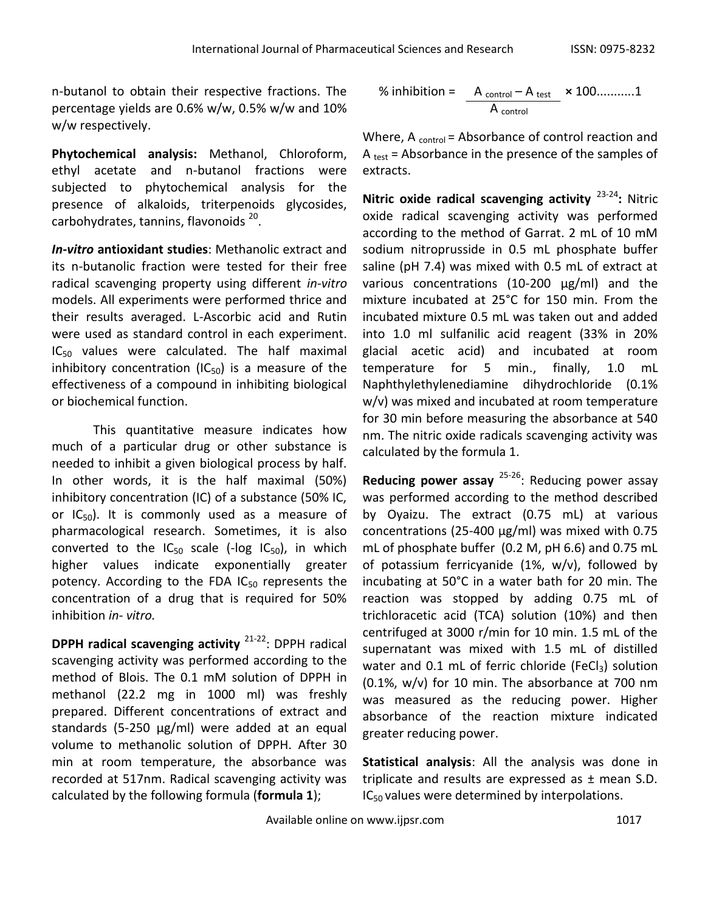n-butanol to obtain their respective fractions. The percentage yields are 0.6% w/w, 0.5% w/w and 10% w/w respectively.

**Phytochemical analysis:** Methanol, Chloroform, ethyl acetate and n-butanol fractions were subjected to phytochemical analysis for the presence of alkaloids, triterpenoids glycosides, carbohydrates, tannins, flavonoids [20].

***In-vitro* antioxidant studies**: Methanolic extract and its n-butanolic fraction were tested for their free radical scavenging property using different *in-vitro* models. All experiments were performed thrice and their results averaged. L-Ascorbic acid and Rutin were used as standard control in each experiment. $IC_{50}$ values were calculated. The half maximal inhibitory concentration ($IC_{50}$) is a measure of the effectiveness of a compound in inhibiting biological or biochemical function.

This quantitative measure indicates how much of a particular drug or other substance is needed to inhibit a given biological process by half. In other words, it is the half maximal (50%) inhibitory concentration (IC) of a substance (50% IC, or $IC_{50}$). It is commonly used as a measure of pharmacological research. Sometimes, it is also converted to the $IC_{50}$ scale ($-\log IC_{50}$), in which higher values indicate exponentially greater potency. According to the FDA $IC_{50}$ represents the concentration of a drug that is required for 50% inhibition *in- vitro.*

**DPPH radical scavenging activity** [21-22]: DPPH radical scavenging activity was performed according to the method of Blois. The 0.1 mM solution of DPPH in methanol (22.2 mg in 1000 ml) was freshly prepared. Different concentrations of extract and standards (5-250 µg/ml) were added at an equal volume to methanolic solution of DPPH. After 30 min at room temperature, the absorbance was recorded at 517nm. Radical scavenging activity was calculated by the following formula (**formula 1**);

$$\% \text{ inhibition} = \frac{A_{control} - A_{test}}{A_{control}} \times 100 \text{...........1}$$

Where, $A_{control}$ = Absorbance of control reaction and $A_{test}$ = Absorbance in the presence of the samples of extracts.

**Nitric oxide radical scavenging activity** [23-24]**:** Nitric oxide radical scavenging activity was performed according to the method of Garrat. 2 mL of 10 mM sodium nitroprusside in 0.5 mL phosphate buffer saline (pH 7.4) was mixed with 0.5 mL of extract at various concentrations (10-200 µg/ml) and the mixture incubated at 25°C for 150 min. From the incubated mixture 0.5 mL was taken out and added into 1.0 ml sulfanilic acid reagent (33% in 20% glacial acetic acid) and incubated at room temperature for 5 min., finally, 1.0 mL Naphthylethylenediamine dihydrochloride (0.1% w/v) was mixed and incubated at room temperature for 30 min before measuring the absorbance at 540 nm. The nitric oxide radicals scavenging activity was calculated by the formula 1.

**Reducing power assay** [25-26]: Reducing power assay was performed according to the method described by Oyaizu. The extract (0.75 mL) at various concentrations (25-400 µg/ml) was mixed with 0.75 mL of phosphate buffer (0.2 M, pH 6.6) and 0.75 mL of potassium ferricyanide (1%, w/v), followed by incubating at 50°C in a water bath for 20 min. The reaction was stopped by adding 0.75 mL of trichloracetic acid (TCA) solution (10%) and then centrifuged at 3000 r/min for 10 min. 1.5 mL of the supernatant was mixed with 1.5 mL of distilled water and 0.1 mL of ferric chloride ($FeCl_3$) solution (0.1%, w/v) for 10 min. The absorbance at 700 nm was measured as the reducing power. Higher absorbance of the reaction mixture indicated greater reducing power.

**Statistical analysis**: All the analysis was done in triplicate and results are expressed as ± mean S.D. $IC_{50}$ values were determined by interpolations.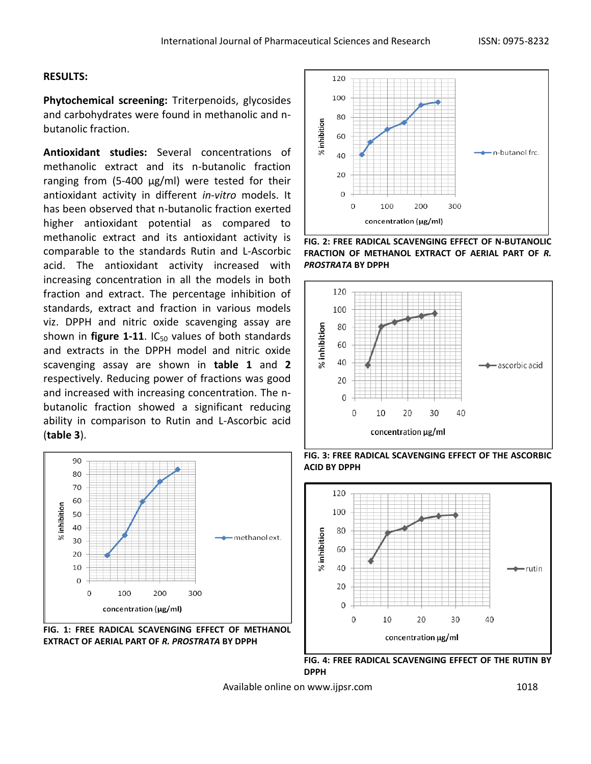**RESULTS:**

**Phytochemical screening:** Triterpenoids, glycosides and carbohydrates were found in methanolic and n-butanolic fraction.

**Antioxidant studies:** Several concentrations of methanolic extract and its n-butanolic fraction ranging from (5-400 µg/ml) were tested for their antioxidant activity in different *in-vitro* models. It has been observed that n-butanolic fraction exerted higher antioxidant potential as compared to methanolic extract and its antioxidant activity is comparable to the standards Rutin and L-Ascorbic acid. The antioxidant activity increased with increasing concentration in all the models in both fraction and extract. The percentage inhibition of standards, extract and fraction in various models viz. DPPH and nitric oxide scavenging assay are shown in **figure 1-11**. $IC_{50}$ values of both standards and extracts in the DPPH model and nitric oxide scavenging assay are shown in **table 1** and **2** respectively. Reducing power of fractions was good and increased with increasing concentration. The n-butanolic fraction showed a significant reducing ability in comparison to Rutin and L-Ascorbic acid (**table 3**).

**FIG. 1: FREE RADICAL SCAVENGING EFFECT OF METHANOL EXTRACT OF AERIAL PART OF *R. PROSTRATA* BY DPPH**

**FIG. 2: FREE RADICAL SCAVENGING EFFECT OF N-BUTANOLIC FRACTION OF METHANOL EXTRACT OF AERIAL PART OF *R. PROSTRATA* BY DPPH**

**FIG. 3: FREE RADICAL SCAVENGING EFFECT OF THE ASCORBIC ACID BY DPPH**

**FIG. 4: FREE RADICAL SCAVENGING EFFECT OF THE RUTIN BY DPPH**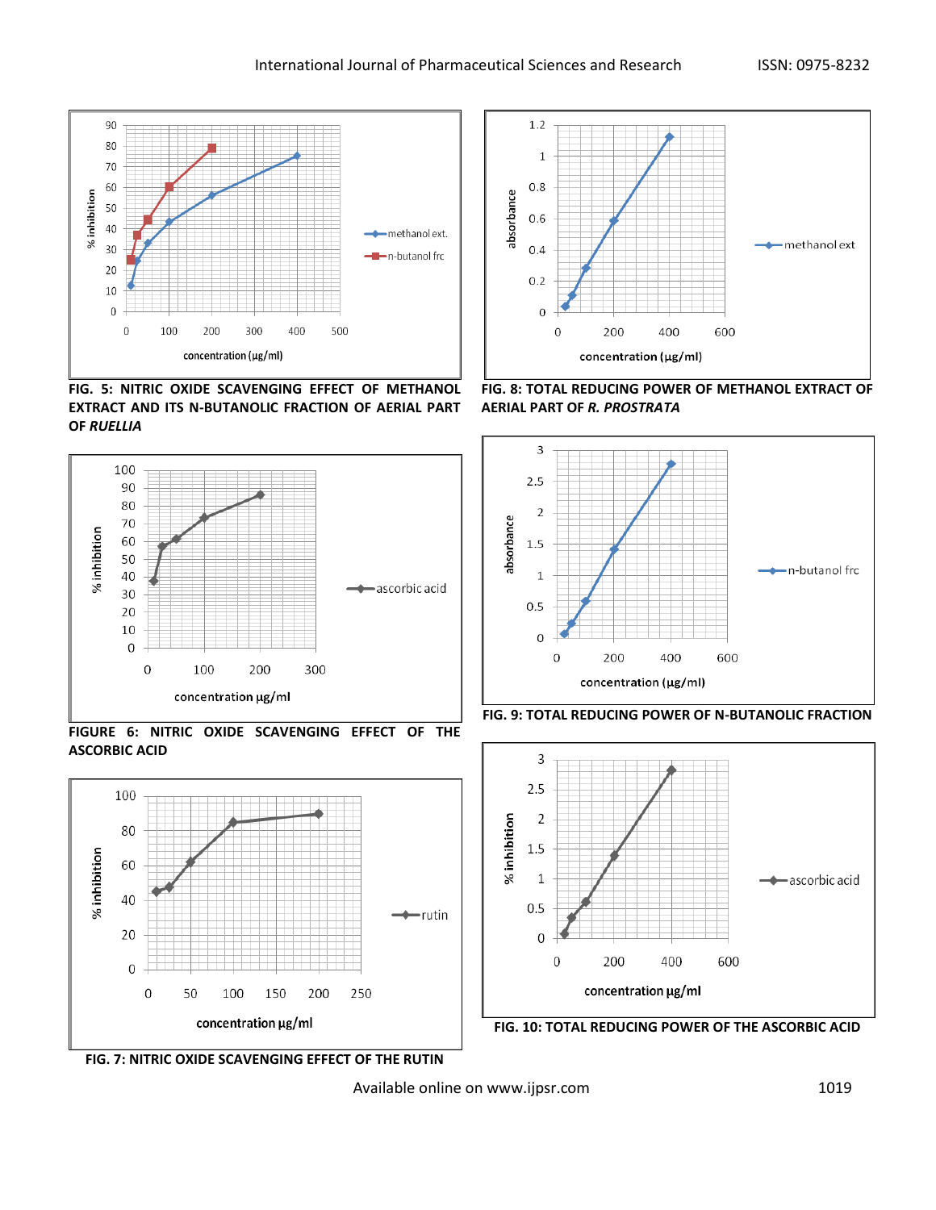FIG. 5: NITRIC OXIDE SCAVENGING EFFECT OF METHANOL EXTRACT AND ITS N-BUTANOLIC FRACTION OF AERIAL PART OF *RUELLIA*

FIG. 8: TOTAL REDUCING POWER OF METHANOL EXTRACT OF AERIAL PART OF *R. PROSTRATA*

FIGURE 6: NITRIC OXIDE SCAVENGING EFFECT OF THE ASCORBIC ACID

FIG. 9: TOTAL REDUCING POWER OF N-BUTANOLIC FRACTION

FIG. 7: NITRIC OXIDE SCAVENGING EFFECT OF THE RUTIN

FIG. 10: TOTAL REDUCING POWER OF THE ASCORBIC ACID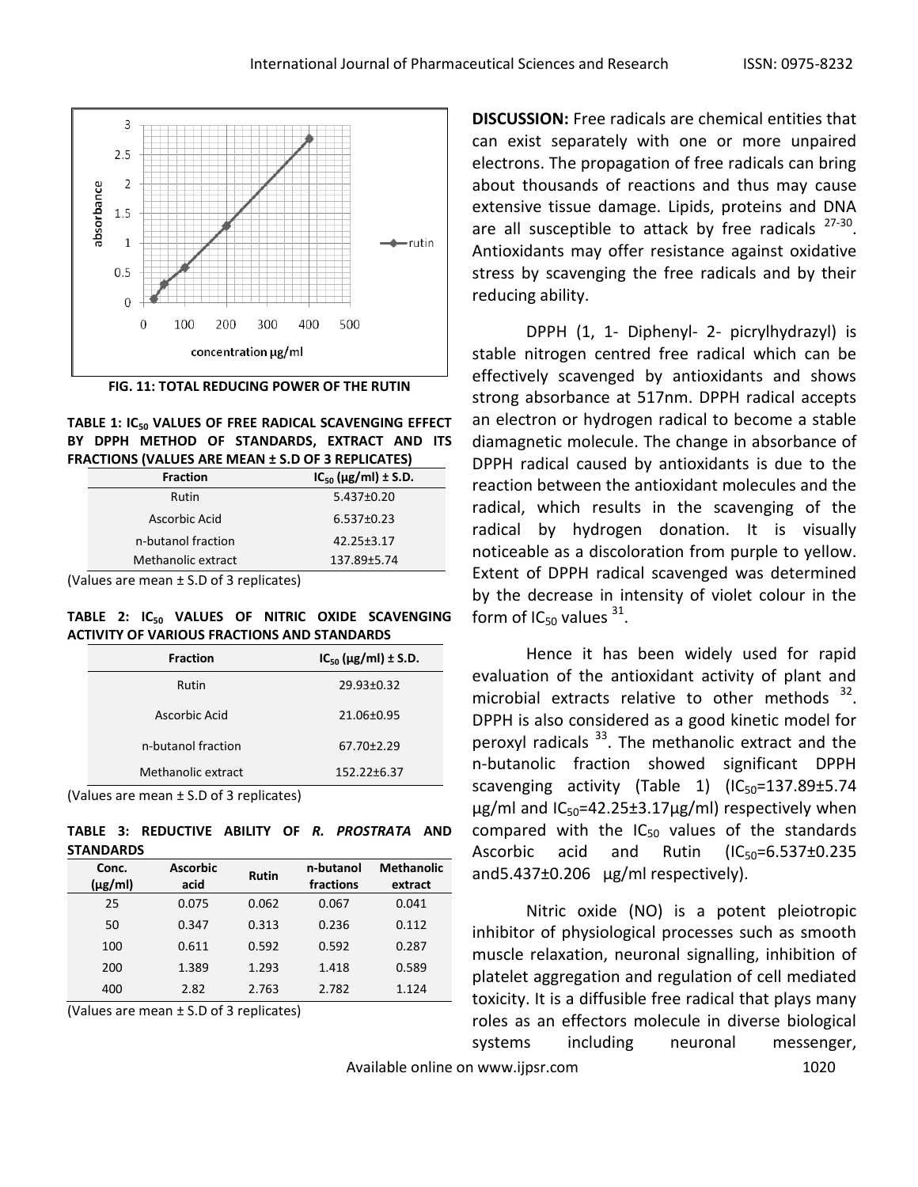FIG. 11: TOTAL REDUCING POWER OF THE RUTIN

**TABLE 1: $IC_{50}$ VALUES OF FREE RADICAL SCAVENGING EFFECT BY DPPH METHOD OF STANDARDS, EXTRACT AND ITS FRACTIONS (VALUES ARE MEAN ± S.D OF 3 REPLICATES)**

| Fraction | $IC_{50}$ (µg/ml) ± S.D. |
|---|---|
| Rutin | 5.437±0.20 |
| Ascorbic Acid | 6.537±0.23 |
| n-butanol fraction | 42.25±3.17 |
| Methanolic extract | 137.89±5.74 |

(Values are mean ± S.D of 3 replicates)

**TABLE 2: $IC_{50}$ VALUES OF NITRIC OXIDE SCAVENGING ACTIVITY OF VARIOUS FRACTIONS AND STANDARDS**

| Fraction | $IC_{50}$ (µg/ml) ± S.D. |
|---|---|
| Rutin | 29.93±0.32 |
| Ascorbic Acid | 21.06±0.95 |
| n-butanol fraction | 67.70±2.29 |
| Methanolic extract | 152.22±6.37 |

(Values are mean ± S.D of 3 replicates)

**TABLE 3: REDUCTIVE ABILITY OF *R. PROSTRATA* AND STANDARDS**

| Conc. (µg/ml) | Ascorbic acid | Rutin | n-butanol fractions | Methanolic extract |
|---|---|---|---|---|
| 25 | 0.075 | 0.062 | 0.067 | 0.041 |
| 50 | 0.347 | 0.313 | 0.236 | 0.112 |
| 100 | 0.611 | 0.592 | 0.592 | 0.287 |
| 200 | 1.389 | 1.293 | 1.418 | 0.589 |
| 400 | 2.82 | 2.763 | 2.782 | 1.124 |

(Values are mean ± S.D of 3 replicates)

**DISCUSSION:** Free radicals are chemical entities that can exist separately with one or more unpaired electrons. The propagation of free radicals can bring about thousands of reactions and thus may cause extensive tissue damage. Lipids, proteins and DNA are all susceptible to attack by free radicals [27-30]. Antioxidants may offer resistance against oxidative stress by scavenging the free radicals and by their reducing ability.

DPPH (1, 1- Diphenyl- 2- picrylhydrazyl) is stable nitrogen centred free radical which can be effectively scavenged by antioxidants and shows strong absorbance at 517nm. DPPH radical accepts an electron or hydrogen radical to become a stable diamagnetic molecule. The change in absorbance of DPPH radical caused by antioxidants is due to the reaction between the antioxidant molecules and the radical, which results in the scavenging of the radical by hydrogen donation. It is visually noticeable as a discoloration from purple to yellow. Extent of DPPH radical scavenged was determined by the decrease in intensity of violet colour in the form of $IC_{50}$ values [31].

Hence it has been widely used for rapid evaluation of the antioxidant activity of plant and microbial extracts relative to other methods [32]. DPPH is also considered as a good kinetic model for peroxyl radicals [33]. The methanolic extract and the n-butanolic fraction showed significant DPPH scavenging activity (Table 1) ($IC_{50}$=137.89±5.74 µg/ml and $IC_{50}$=42.25±3.17µg/ml) respectively when compared with the $IC_{50}$ values of the standards Ascorbic acid and Rutin ($IC_{50}$=6.537±0.235 and5.437±0.206 µg/ml respectively).

Nitric oxide (NO) is a potent pleiotropic inhibitor of physiological processes such as smooth muscle relaxation, neuronal signalling, inhibition of platelet aggregation and regulation of cell mediated toxicity. It is a diffusible free radical that plays many roles as an effectors molecule in diverse biological systems including neuronal messenger,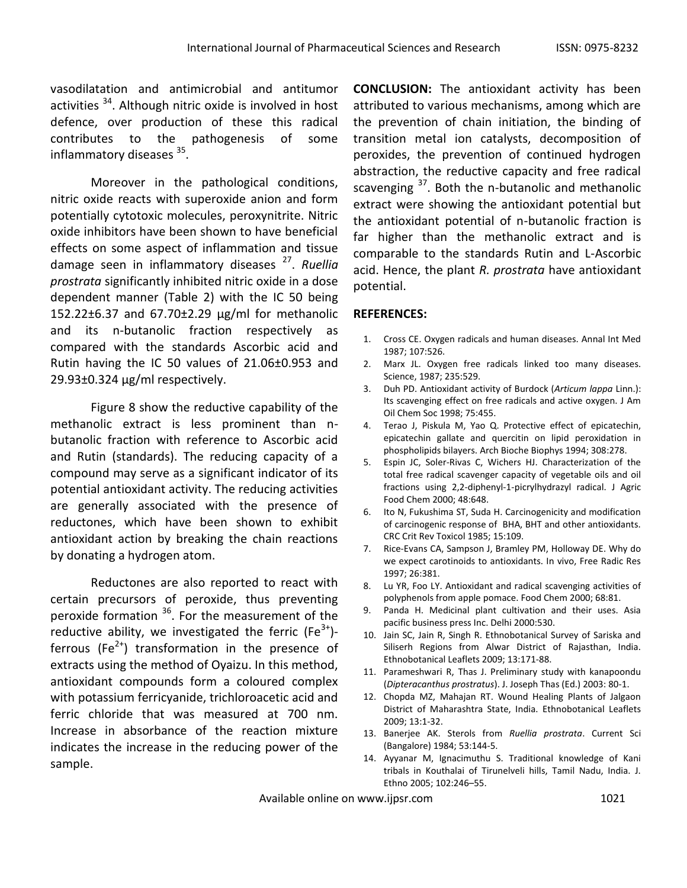vasodilatation and antimicrobial and antitumor activities [34]. Although nitric oxide is involved in host defence, over production of these this radical contributes to the pathogenesis of some inflammatory diseases [35].

Moreover in the pathological conditions, nitric oxide reacts with superoxide anion and form potentially cytotoxic molecules, peroxynitrite. Nitric oxide inhibitors have been shown to have beneficial effects on some aspect of inflammation and tissue damage seen in inflammatory diseases [27]. *Ruellia prostrata* significantly inhibited nitric oxide in a dose dependent manner (Table 2) with the IC 50 being 152.22±6.37 and 67.70±2.29 µg/ml for methanolic and its n-butanolic fraction respectively as compared with the standards Ascorbic acid and Rutin having the IC 50 values of 21.06±0.953 and 29.93±0.324 µg/ml respectively.

Figure 8 show the reductive capability of the methanolic extract is less prominent than n-butanolic fraction with reference to Ascorbic acid and Rutin (standards). The reducing capacity of a compound may serve as a significant indicator of its potential antioxidant activity. The reducing activities are generally associated with the presence of reductones, which have been shown to exhibit antioxidant action by breaking the chain reactions by donating a hydrogen atom.

Reductones are also reported to react with certain precursors of peroxide, thus preventing peroxide formation [36]. For the measurement of the reductive ability, we investigated the ferric ($Fe^{3+}$)-ferrous ($Fe^{2+}$) transformation in the presence of extracts using the method of Oyaizu. In this method, antioxidant compounds form a coloured complex with potassium ferricyanide, trichloroacetic acid and ferric chloride that was measured at 700 nm. Increase in absorbance of the reaction mixture indicates the increase in the reducing power of the sample.

**CONCLUSION:** The antioxidant activity has been attributed to various mechanisms, among which are the prevention of chain initiation, the binding of transition metal ion catalysts, decomposition of peroxides, the prevention of continued hydrogen abstraction, the reductive capacity and free radical scavenging [37]. Both the n-butanolic and methanolic extract were showing the antioxidant potential but the antioxidant potential of n-butanolic fraction is far higher than the methanolic extract and is comparable to the standards Rutin and L-Ascorbic acid. Hence, the plant *R. prostrata* have antioxidant potential.

## REFERENCES:

1. Cross CE. Oxygen radicals and human diseases. Annal Int Med 1987; 107:526.
2. Marx JL. Oxygen free radicals linked too many diseases. Science, 1987; 235:529.
3. Duh PD. Antioxidant activity of Burdock (*Articum lappa* Linn.): Its scavenging effect on free radicals and active oxygen. J Am Oil Chem Soc 1998; 75:455.
4. Terao J, Piskula M, Yao Q. Protective effect of epicatechin, epicatechin gallate and quercitin on lipid peroxidation in phospholipids bilayers. Arch Bioche Biophys 1994; 308:278.
5. Espin JC, Soler-Rivas C, Wichers HJ. Characterization of the total free radical scavenger capacity of vegetable oils and oil fractions using 2,2-diphenyl-1-picrylhydrazyl radical. J Agric Food Chem 2000; 48:648.
6. Ito N, Fukushima ST, Suda H. Carcinogenicity and modification of carcinogenic response of BHA, BHT and other antioxidants. CRC Crit Rev Toxicol 1985; 15:109.
7. Rice-Evans CA, Sampson J, Bramley PM, Holloway DE. Why do we expect carotinoids to antioxidants. In vivo, Free Radic Res 1997; 26:381.
8. Lu YR, Foo LY. Antioxidant and radical scavenging activities of polyphenols from apple pomace. Food Chem 2000; 68:81.
9. Panda H. Medicinal plant cultivation and their uses. Asia pacific business press Inc. Delhi 2000:530.
10. Jain SC, Jain R, Singh R. Ethnobotanical Survey of Sariska and Siliserh Regions from Alwar District of Rajasthan, India. Ethnobotanical Leaflets 2009; 13:171-88.
11. Parameshwari R, Thas J. Preliminary study with kanapoondu (*Dipteracanthus prostratus*). J. Joseph Thas (Ed.) 2003: 80-1.
12. Chopda MZ, Mahajan RT. Wound Healing Plants of Jalgaon District of Maharashtra State, India. Ethnobotanical Leaflets 2009; 13:1-32.
13. Banerjee AK. Sterols from *Ruellia prostrata*. Current Sci (Bangalore) 1984; 53:144-5.
14. Ayyanar M, Ignacimuthu S. Traditional knowledge of Kani tribals in Kouthalai of Tirunelveli hills, Tamil Nadu, India. J. Ethno 2005; 102:246–55.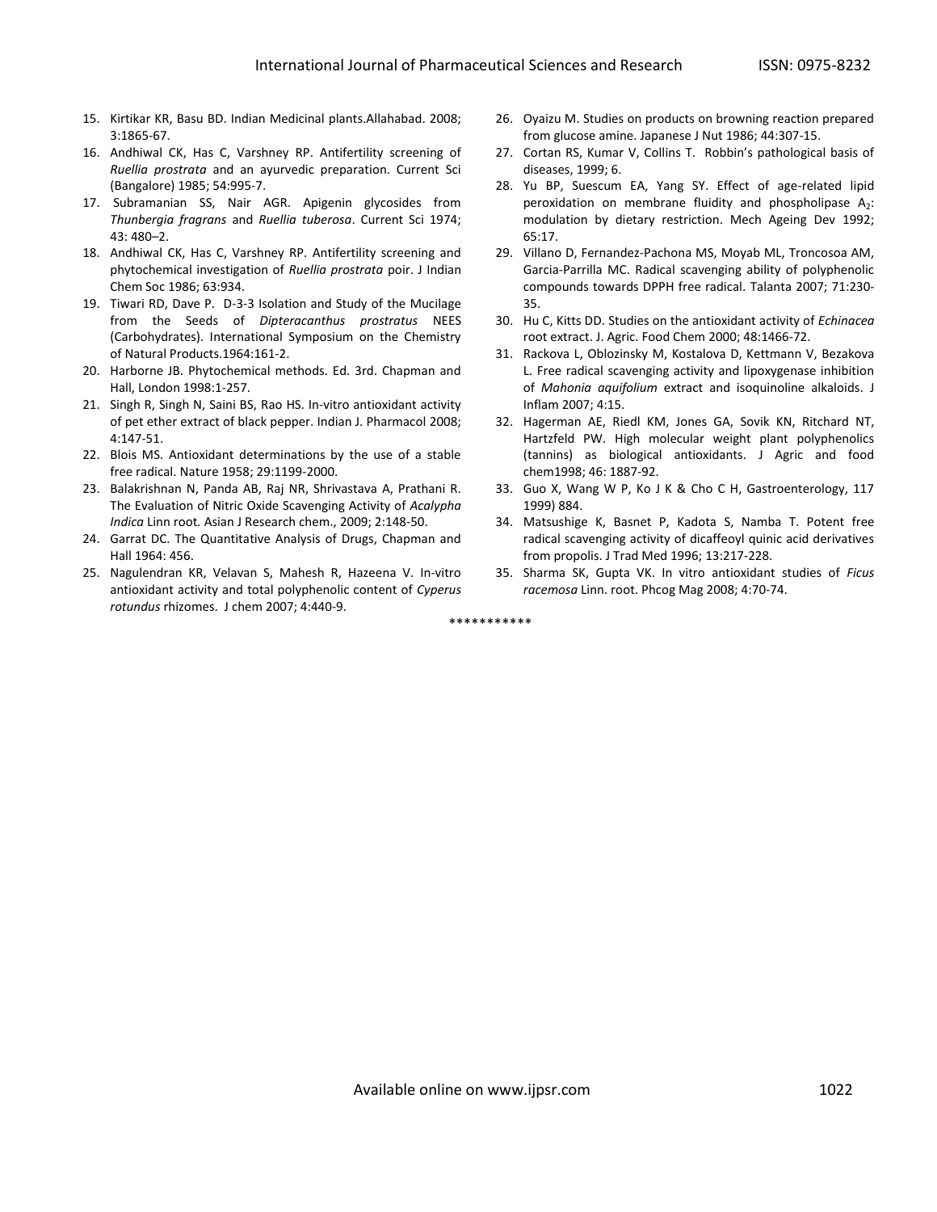15. Kirtikar KR, Basu BD. Indian Medicinal plants.Allahabad. 2008; 3:1865-67.
16. Andhiwal CK, Has C, Varshney RP. Antifertility screening of *Ruellia prostrata* and an ayurvedic preparation. Current Sci (Bangalore) 1985; 54:995-7.
17. Subramanian SS, Nair AGR. Apigenin glycosides from *Thunbergia fragrans* and *Ruellia tuberosa*. Current Sci 1974; 43: 480–2.
18. Andhiwal CK, Has C, Varshney RP. Antifertility screening and phytochemical investigation of *Ruellia prostrata* poir. J Indian Chem Soc 1986; 63:934.
19. Tiwari RD, Dave P. D-3-3 Isolation and Study of the Mucilage from the Seeds of *Dipteracanthus prostratus* NEES (Carbohydrates). International Symposium on the Chemistry of Natural Products.1964:161-2.
20. Harborne JB. Phytochemical methods. Ed. 3rd. Chapman and Hall, London 1998:1-257.
21. Singh R, Singh N, Saini BS, Rao HS. In-vitro antioxidant activity of pet ether extract of black pepper. Indian J. Pharmacol 2008; 4:147-51.
22. Blois MS. Antioxidant determinations by the use of a stable free radical. Nature 1958; 29:1199-2000.
23. Balakrishnan N, Panda AB, Raj NR, Shrivastava A, Prathani R. The Evaluation of Nitric Oxide Scavenging Activity of *Acalypha Indica* Linn root. Asian J Research chem., 2009; 2:148-50.
24. Garrat DC. The Quantitative Analysis of Drugs, Chapman and Hall 1964: 456.
25. Nagulendran KR, Velavan S, Mahesh R, Hazeena V. In-vitro antioxidant activity and total polyphenolic content of *Cyperus rotundus* rhizomes. J chem 2007; 4:440-9.
26. Oyaizu M. Studies on products on browning reaction prepared from glucose amine. Japanese J Nut 1986; 44:307-15.
27. Cortan RS, Kumar V, Collins T. Robbin's pathological basis of diseases, 1999; 6.
28. Yu BP, Suescum EA, Yang SY. Effect of age-related lipid peroxidation on membrane fluidity and phospholipase $A_2$: modulation by dietary restriction. Mech Ageing Dev 1992; 65:17.
29. Villano D, Fernandez-Pachona MS, Moyab ML, Troncosoa AM, Garcia-Parrilla MC. Radical scavenging ability of polyphenolic compounds towards DPPH free radical. Talanta 2007; 71:230-35.
30. Hu C, Kitts DD. Studies on the antioxidant activity of *Echinacea* root extract. J. Agric. Food Chem 2000; 48:1466-72.
31. Rackova L, Oblozinsky M, Kostalova D, Kettmann V, Bezakova L. Free radical scavenging activity and lipoxygenase inhibition of *Mahonia aquifolium* extract and isoquinoline alkaloids. J Inflam 2007; 4:15.
32. Hagerman AE, Riedl KM, Jones GA, Sovik KN, Ritchard NT, Hartzfeld PW. High molecular weight plant polyphenolics (tannins) as biological antioxidants. J Agric and food chem1998; 46: 1887-92.
33. Guo X, Wang W P, Ko J K & Cho C H, Gastroenterology, 117 1999) 884.
34. Matsushige K, Basnet P, Kadota S, Namba T. Potent free radical scavenging activity of dicaffeoyl quinic acid derivatives from propolis. J Trad Med 1996; 13:217-228.
35. Sharma SK, Gupta VK. In vitro antioxidant studies of *Ficus racemosa* Linn. root. Phcog Mag 2008; 4:70-74.

***********